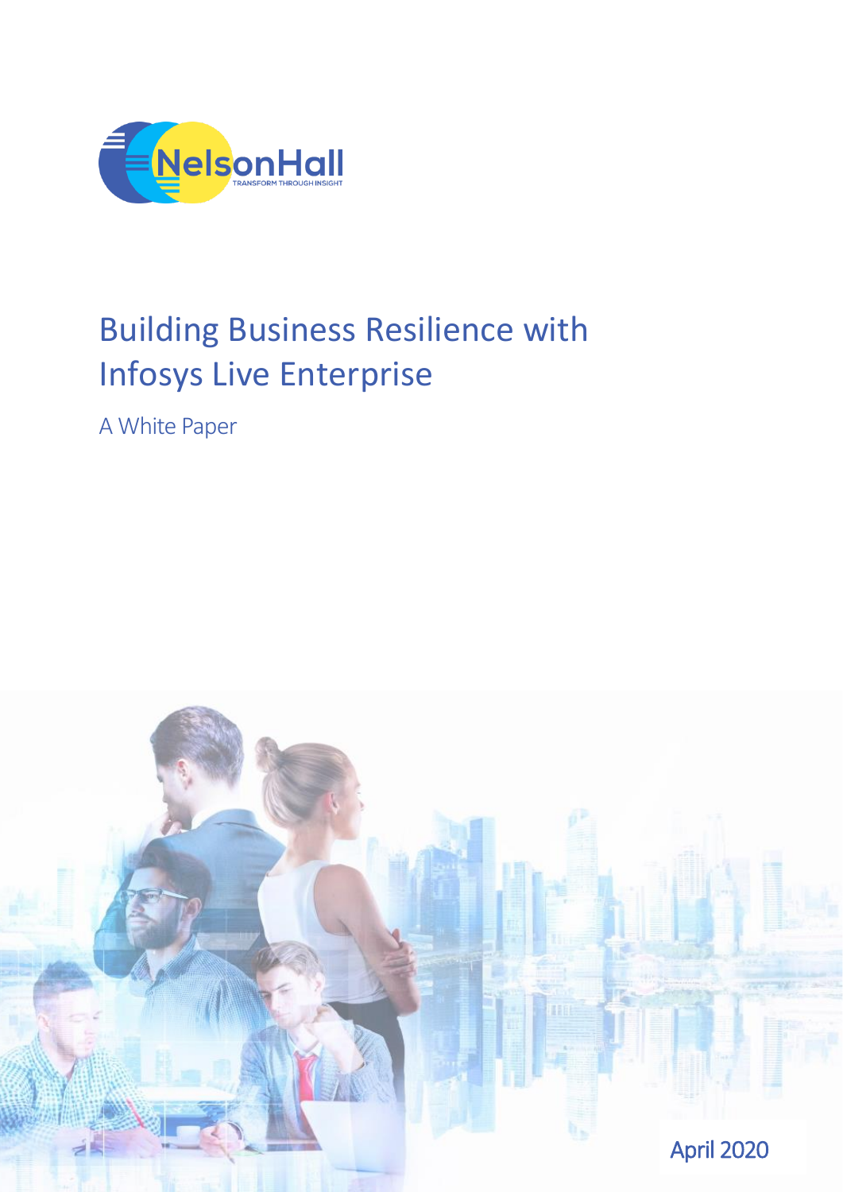# Building Business Resilience with Infosys Live Enterprise

A White Paper

April 2020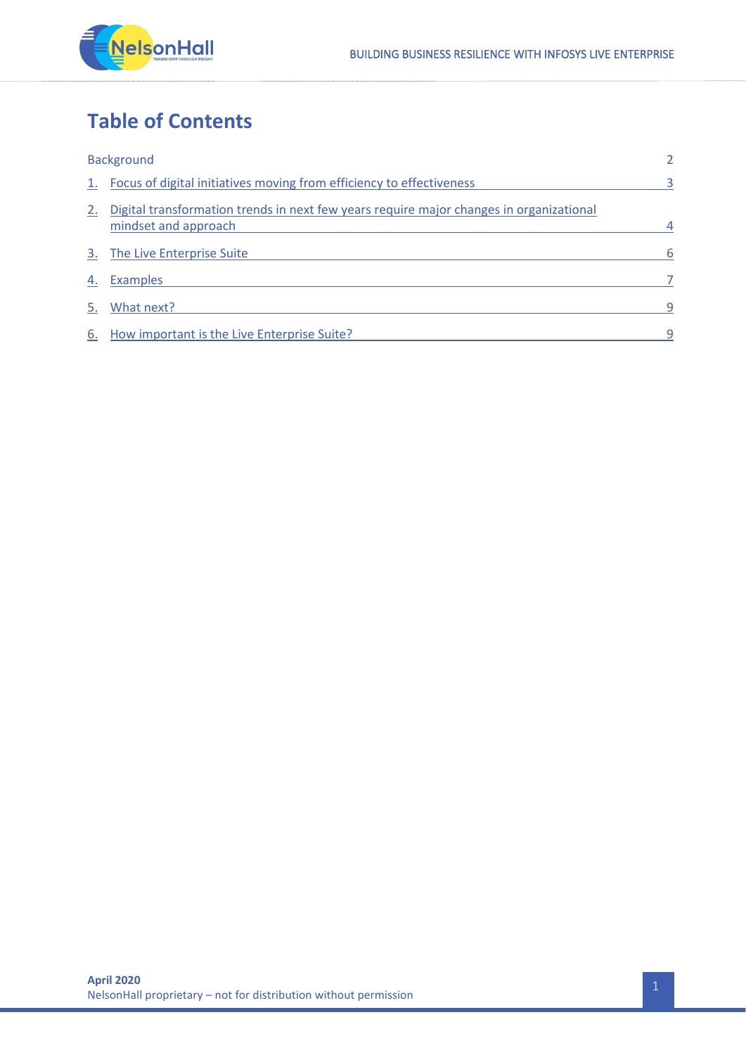# Table of Contents

| | | |
|---|---|---|
| | Background | 2 |
| 1. | Focus of digital initiatives moving from efficiency to effectiveness | 3 |
| 2. | Digital transformation trends in next few years require major changes in organizational mindset and approach | 4 |
| 3. | The Live Enterprise Suite | 6 |
| 4. | Examples | 7 |
| 5. | What next? | 9 |
| 6. | How important is the Live Enterprise Suite? | 9 |

**April 2020**

NelsonHall proprietary – not for distribution without permission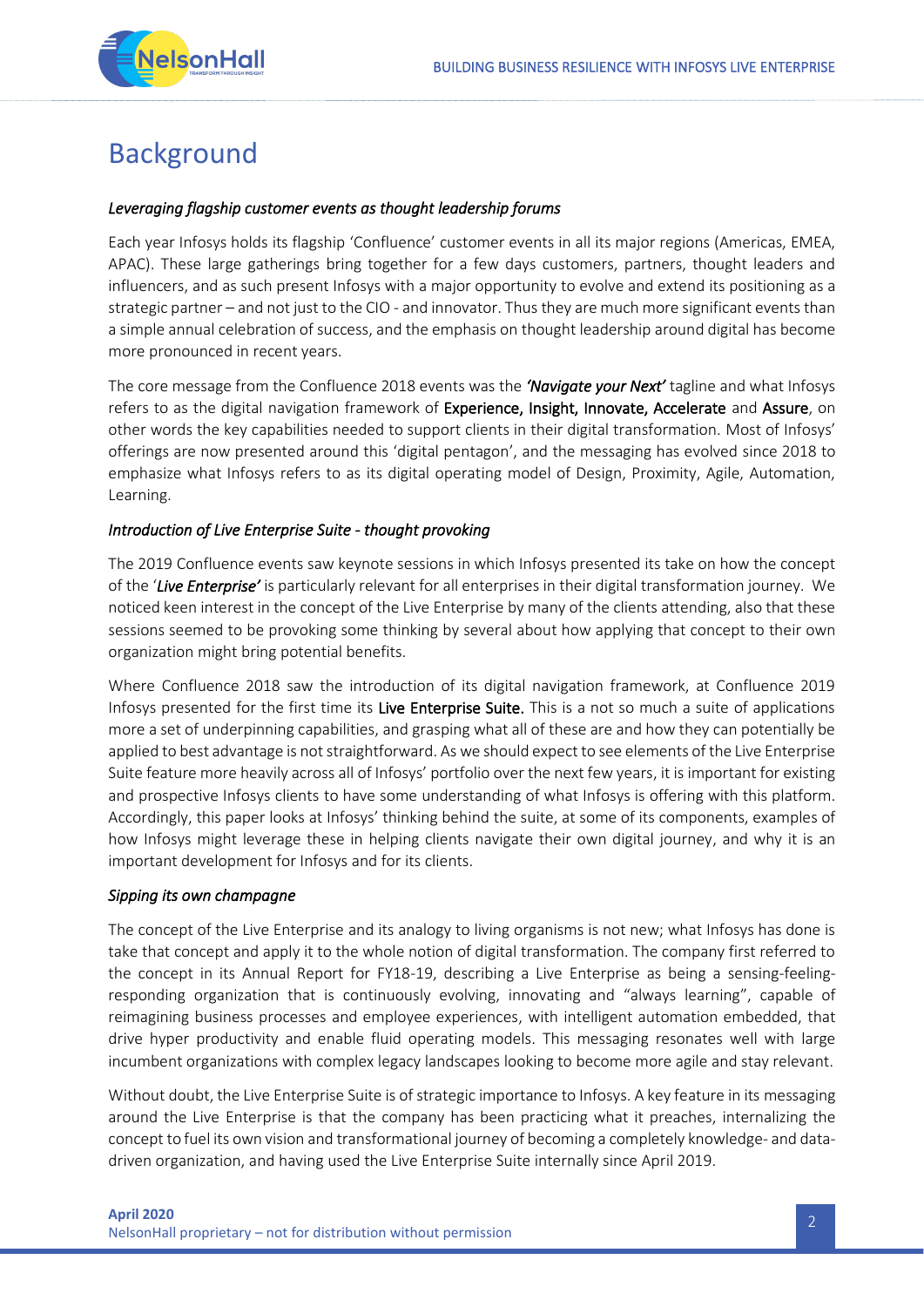# Background

*Leveraging flagship customer events as thought leadership forums*

Each year Infosys holds its flagship 'Confluence' customer events in all its major regions (Americas, EMEA, APAC). These large gatherings bring together for a few days customers, partners, thought leaders and influencers, and as such present Infosys with a major opportunity to evolve and extend its positioning as a strategic partner – and not just to the CIO - and innovator. Thus they are much more significant events than a simple annual celebration of success, and the emphasis on thought leadership around digital has become more pronounced in recent years.

The core message from the Confluence 2018 events was the ***'Navigate your Next'*** tagline and what Infosys refers to as the digital navigation framework of **Experience, Insight, Innovate, Accelerate** and **Assure**, on other words the key capabilities needed to support clients in their digital transformation. Most of Infosys' offerings are now presented around this 'digital pentagon', and the messaging has evolved since 2018 to emphasize what Infosys refers to as its digital operating model of Design, Proximity, Agile, Automation, Learning.

*Introduction of Live Enterprise Suite - thought provoking*

The 2019 Confluence events saw keynote sessions in which Infosys presented its take on how the concept of the '***Live Enterprise'*** is particularly relevant for all enterprises in their digital transformation journey. We noticed keen interest in the concept of the Live Enterprise by many of the clients attending, also that these sessions seemed to be provoking some thinking by several about how applying that concept to their own organization might bring potential benefits.

Where Confluence 2018 saw the introduction of its digital navigation framework, at Confluence 2019 Infosys presented for the first time its **Live Enterprise Suite.** This is a not so much a suite of applications more a set of underpinning capabilities, and grasping what all of these are and how they can potentially be applied to best advantage is not straightforward. As we should expect to see elements of the Live Enterprise Suite feature more heavily across all of Infosys' portfolio over the next few years, it is important for existing and prospective Infosys clients to have some understanding of what Infosys is offering with this platform. Accordingly, this paper looks at Infosys' thinking behind the suite, at some of its components, examples of how Infosys might leverage these in helping clients navigate their own digital journey, and why it is an important development for Infosys and for its clients.

*Sipping its own champagne*

The concept of the Live Enterprise and its analogy to living organisms is not new; what Infosys has done is take that concept and apply it to the whole notion of digital transformation. The company first referred to the concept in its Annual Report for FY18-19, describing a Live Enterprise as being a sensing-feeling-responding organization that is continuously evolving, innovating and "always learning", capable of reimagining business processes and employee experiences, with intelligent automation embedded, that drive hyper productivity and enable fluid operating models. This messaging resonates well with large incumbent organizations with complex legacy landscapes looking to become more agile and stay relevant.

Without doubt, the Live Enterprise Suite is of strategic importance to Infosys. A key feature in its messaging around the Live Enterprise is that the company has been practicing what it preaches, internalizing the concept to fuel its own vision and transformational journey of becoming a completely knowledge- and data-driven organization, and having used the Live Enterprise Suite internally since April 2019.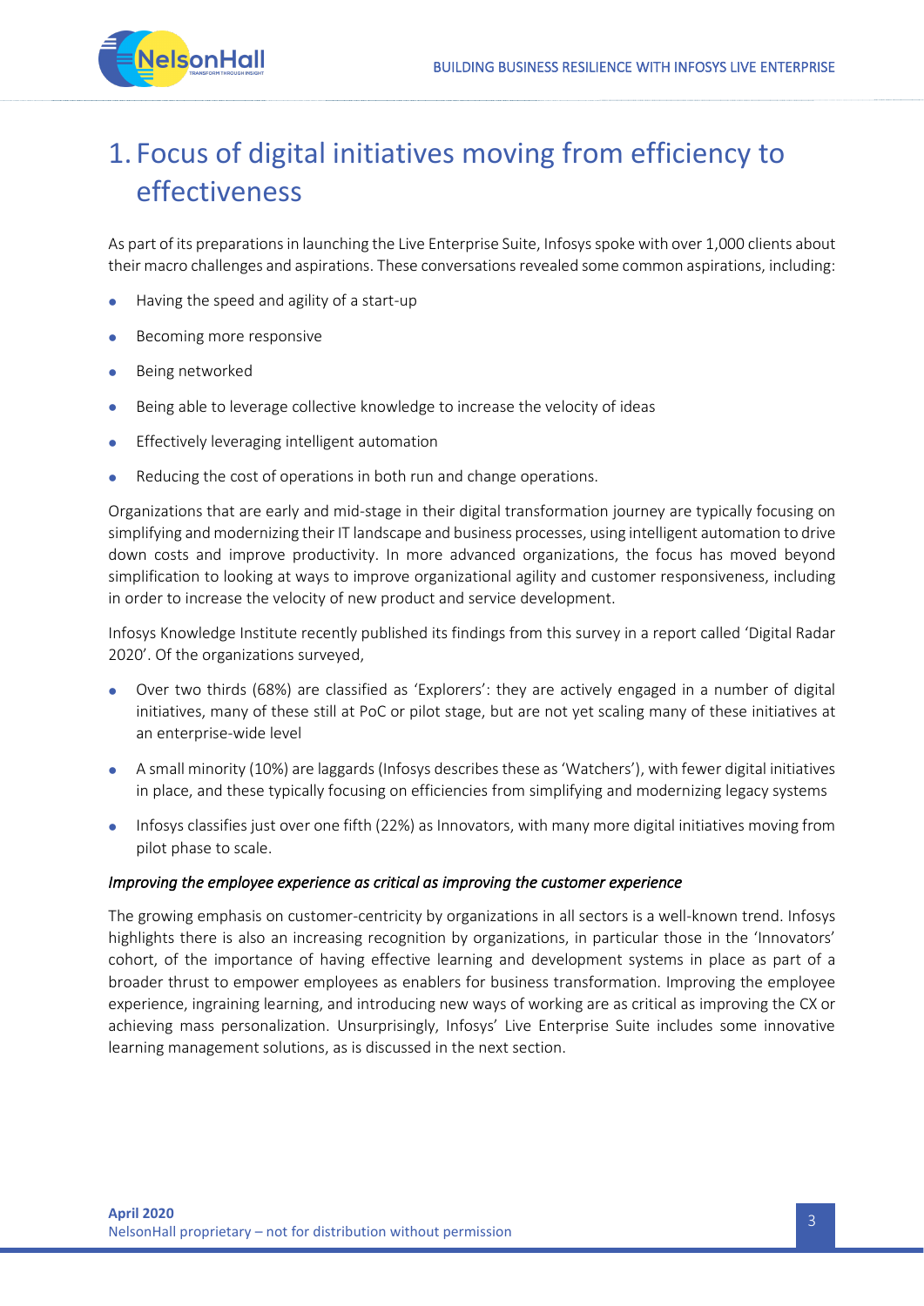# 1. Focus of digital initiatives moving from efficiency to effectiveness

As part of its preparations in launching the Live Enterprise Suite, Infosys spoke with over 1,000 clients about their macro challenges and aspirations. These conversations revealed some common aspirations, including:

- Having the speed and agility of a start-up
- Becoming more responsive
- Being networked
- Being able to leverage collective knowledge to increase the velocity of ideas
- Effectively leveraging intelligent automation
- Reducing the cost of operations in both run and change operations.

Organizations that are early and mid-stage in their digital transformation journey are typically focusing on simplifying and modernizing their IT landscape and business processes, using intelligent automation to drive down costs and improve productivity. In more advanced organizations, the focus has moved beyond simplification to looking at ways to improve organizational agility and customer responsiveness, including in order to increase the velocity of new product and service development.

Infosys Knowledge Institute recently published its findings from this survey in a report called 'Digital Radar 2020'. Of the organizations surveyed,

- Over two thirds (68%) are classified as 'Explorers': they are actively engaged in a number of digital initiatives, many of these still at PoC or pilot stage, but are not yet scaling many of these initiatives at an enterprise-wide level
- A small minority (10%) are laggards (Infosys describes these as 'Watchers'), with fewer digital initiatives in place, and these typically focusing on efficiencies from simplifying and modernizing legacy systems
- Infosys classifies just over one fifth (22%) as Innovators, with many more digital initiatives moving from pilot phase to scale.

*Improving the employee experience as critical as improving the customer experience*

The growing emphasis on customer-centricity by organizations in all sectors is a well-known trend. Infosys highlights there is also an increasing recognition by organizations, in particular those in the 'Innovators' cohort, of the importance of having effective learning and development systems in place as part of a broader thrust to empower employees as enablers for business transformation. Improving the employee experience, ingraining learning, and introducing new ways of working are as critical as improving the CX or achieving mass personalization. Unsurprisingly, Infosys' Live Enterprise Suite includes some innovative learning management solutions, as is discussed in the next section.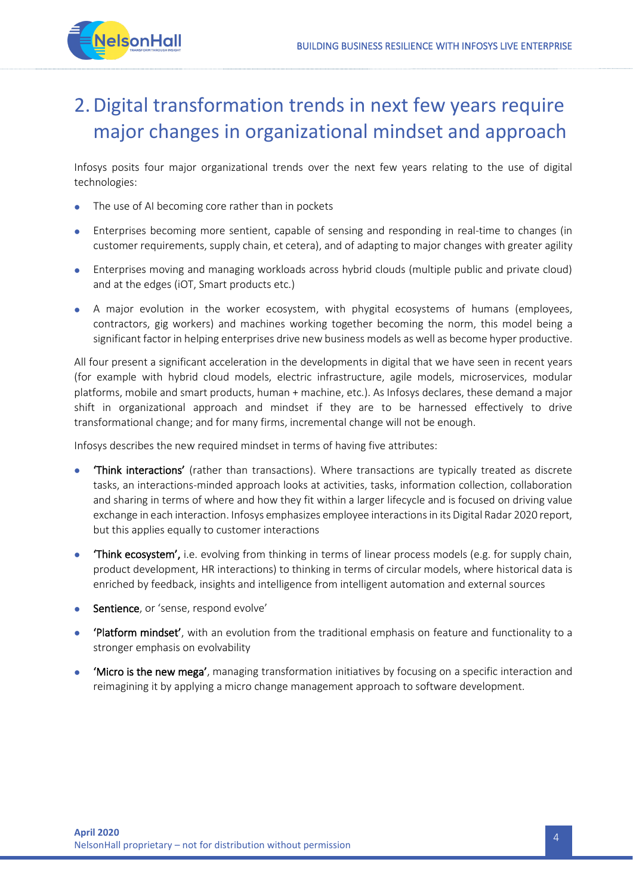# 2. Digital transformation trends in next few years require major changes in organizational mindset and approach

Infosys posits four major organizational trends over the next few years relating to the use of digital technologies:

- The use of AI becoming core rather than in pockets
- Enterprises becoming more sentient, capable of sensing and responding in real-time to changes (in customer requirements, supply chain, et cetera), and of adapting to major changes with greater agility
- Enterprises moving and managing workloads across hybrid clouds (multiple public and private cloud) and at the edges (iOT, Smart products etc.)
- A major evolution in the worker ecosystem, with phygital ecosystems of humans (employees, contractors, gig workers) and machines working together becoming the norm, this model being a significant factor in helping enterprises drive new business models as well as become hyper productive.

All four present a significant acceleration in the developments in digital that we have seen in recent years (for example with hybrid cloud models, electric infrastructure, agile models, microservices, modular platforms, mobile and smart products, human + machine, etc.). As Infosys declares, these demand a major shift in organizational approach and mindset if they are to be harnessed effectively to drive transformational change; and for many firms, incremental change will not be enough.

Infosys describes the new required mindset in terms of having five attributes:

- **'Think interactions'** (rather than transactions). Where transactions are typically treated as discrete tasks, an interactions-minded approach looks at activities, tasks, information collection, collaboration and sharing in terms of where and how they fit within a larger lifecycle and is focused on driving value exchange in each interaction. Infosys emphasizes employee interactions in its Digital Radar 2020 report, but this applies equally to customer interactions
- **'Think ecosystem',** i.e. evolving from thinking in terms of linear process models (e.g. for supply chain, product development, HR interactions) to thinking in terms of circular models, where historical data is enriched by feedback, insights and intelligence from intelligent automation and external sources
- **Sentience**, or 'sense, respond evolve'
- **'Platform mindset'**, with an evolution from the traditional emphasis on feature and functionality to a stronger emphasis on evolvability
- **'Micro is the new mega'**, managing transformation initiatives by focusing on a specific interaction and reimagining it by applying a micro change management approach to software development.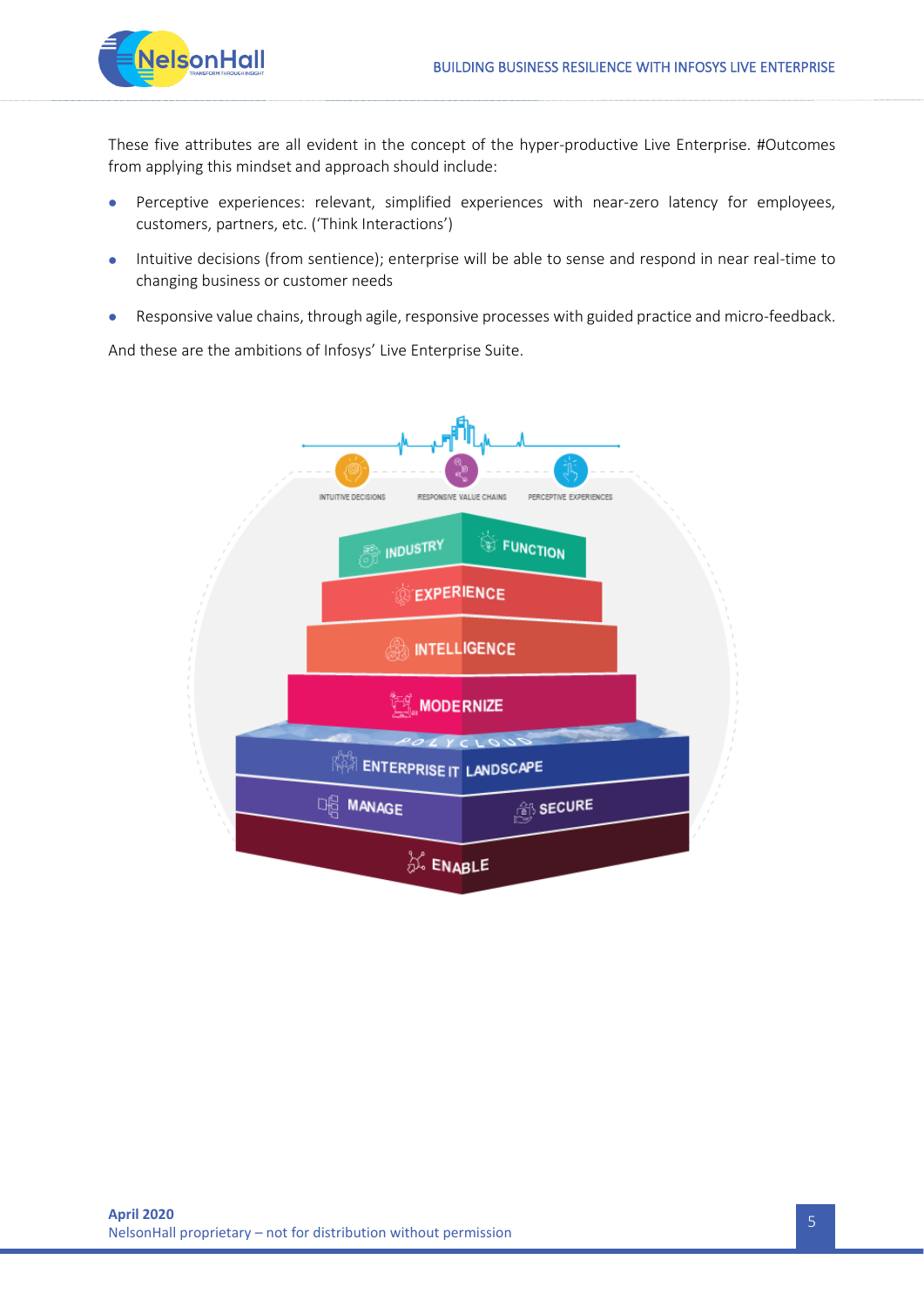These five attributes are all evident in the concept of the hyper-productive Live Enterprise. #Outcomes from applying this mindset and approach should include:

- Perceptive experiences: relevant, simplified experiences with near-zero latency for employees, customers, partners, etc. ('Think Interactions')
- Intuitive decisions (from sentience); enterprise will be able to sense and respond in near real-time to changing business or customer needs
- Responsive value chains, through agile, responsive processes with guided practice and micro-feedback.

And these are the ambitions of Infosys' Live Enterprise Suite.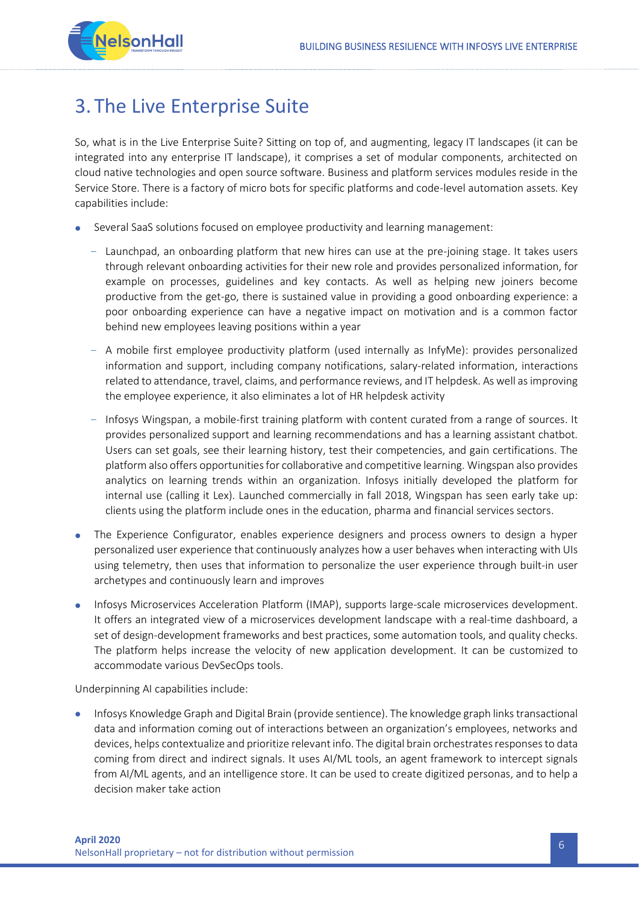# 3. The Live Enterprise Suite

So, what is in the Live Enterprise Suite? Sitting on top of, and augmenting, legacy IT landscapes (it can be integrated into any enterprise IT landscape), it comprises a set of modular components, architected on cloud native technologies and open source software. Business and platform services modules reside in the Service Store. There is a factory of micro bots for specific platforms and code-level automation assets. Key capabilities include:

- Several SaaS solutions focused on employee productivity and learning management:
  - Launchpad, an onboarding platform that new hires can use at the pre-joining stage. It takes users through relevant onboarding activities for their new role and provides personalized information, for example on processes, guidelines and key contacts. As well as helping new joiners become productive from the get-go, there is sustained value in providing a good onboarding experience: a poor onboarding experience can have a negative impact on motivation and is a common factor behind new employees leaving positions within a year
  - A mobile first employee productivity platform (used internally as InfyMe): provides personalized information and support, including company notifications, salary-related information, interactions related to attendance, travel, claims, and performance reviews, and IT helpdesk. As well as improving the employee experience, it also eliminates a lot of HR helpdesk activity
  - Infosys Wingspan, a mobile-first training platform with content curated from a range of sources. It provides personalized support and learning recommendations and has a learning assistant chatbot. Users can set goals, see their learning history, test their competencies, and gain certifications. The platform also offers opportunities for collaborative and competitive learning. Wingspan also provides analytics on learning trends within an organization. Infosys initially developed the platform for internal use (calling it Lex). Launched commercially in fall 2018, Wingspan has seen early take up: clients using the platform include ones in the education, pharma and financial services sectors.
- The Experience Configurator, enables experience designers and process owners to design a hyper personalized user experience that continuously analyzes how a user behaves when interacting with UIs using telemetry, then uses that information to personalize the user experience through built-in user archetypes and continuously learn and improves
- Infosys Microservices Acceleration Platform (IMAP), supports large-scale microservices development. It offers an integrated view of a microservices development landscape with a real-time dashboard, a set of design-development frameworks and best practices, some automation tools, and quality checks. The platform helps increase the velocity of new application development. It can be customized to accommodate various DevSecOps tools.

Underpinning AI capabilities include:

- Infosys Knowledge Graph and Digital Brain (provide sentience). The knowledge graph links transactional data and information coming out of interactions between an organization's employees, networks and devices, helps contextualize and prioritize relevant info. The digital brain orchestrates responses to data coming from direct and indirect signals. It uses AI/ML tools, an agent framework to intercept signals from AI/ML agents, and an intelligence store. It can be used to create digitized personas, and to help a decision maker take action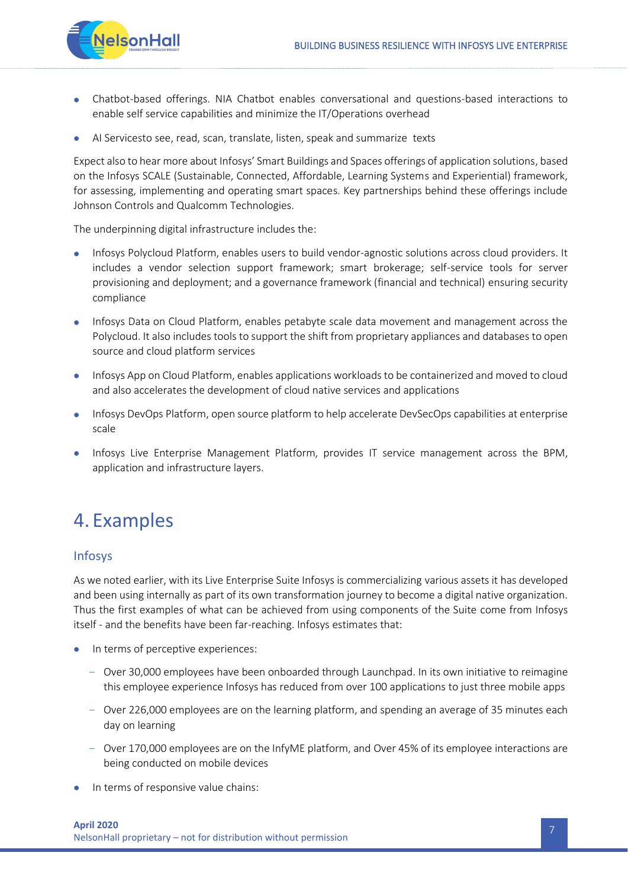- Chatbot-based offerings. NIA Chatbot enables conversational and questions-based interactions to enable self service capabilities and minimize the IT/Operations overhead
- AI Servicesto see, read, scan, translate, listen, speak and summarize texts

Expect also to hear more about Infosys' Smart Buildings and Spaces offerings of application solutions, based on the Infosys SCALE (Sustainable, Connected, Affordable, Learning Systems and Experiential) framework, for assessing, implementing and operating smart spaces. Key partnerships behind these offerings include Johnson Controls and Qualcomm Technologies.

The underpinning digital infrastructure includes the:

- Infosys Polycloud Platform, enables users to build vendor-agnostic solutions across cloud providers. It includes a vendor selection support framework; smart brokerage; self-service tools for server provisioning and deployment; and a governance framework (financial and technical) ensuring security compliance
- Infosys Data on Cloud Platform, enables petabyte scale data movement and management across the Polycloud. It also includes tools to support the shift from proprietary appliances and databases to open source and cloud platform services
- Infosys App on Cloud Platform, enables applications workloads to be containerized and moved to cloud and also accelerates the development of cloud native services and applications
- Infosys DevOps Platform, open source platform to help accelerate DevSecOps capabilities at enterprise scale
- Infosys Live Enterprise Management Platform, provides IT service management across the BPM, application and infrastructure layers.

# 4. Examples

## Infosys

As we noted earlier, with its Live Enterprise Suite Infosys is commercializing various assets it has developed and been using internally as part of its own transformation journey to become a digital native organization. Thus the first examples of what can be achieved from using components of the Suite come from Infosys itself - and the benefits have been far-reaching. Infosys estimates that:

- In terms of perceptive experiences:
  - Over 30,000 employees have been onboarded through Launchpad. In its own initiative to reimagine this employee experience Infosys has reduced from over 100 applications to just three mobile apps
  - Over 226,000 employees are on the learning platform, and spending an average of 35 minutes each day on learning
  - Over 170,000 employees are on the InfyME platform, and Over 45% of its employee interactions are being conducted on mobile devices
- In terms of responsive value chains: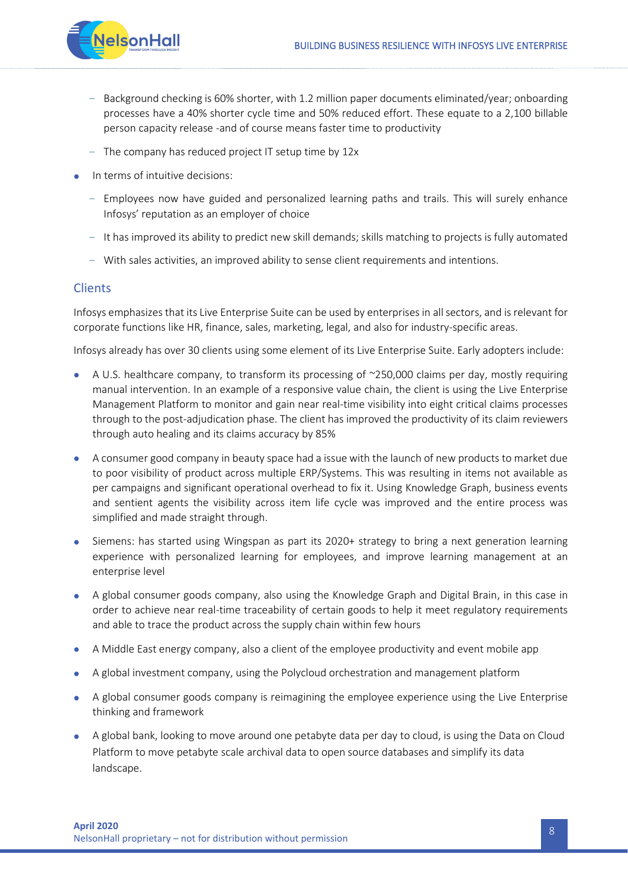- Background checking is 60% shorter, with 1.2 million paper documents eliminated/year; onboarding processes have a 40% shorter cycle time and 50% reduced effort. These equate to a 2,100 billable person capacity release -and of course means faster time to productivity
  - The company has reduced project IT setup time by 12x
- In terms of intuitive decisions:
  - Employees now have guided and personalized learning paths and trails. This will surely enhance Infosys' reputation as an employer of choice
  - It has improved its ability to predict new skill demands; skills matching to projects is fully automated
  - With sales activities, an improved ability to sense client requirements and intentions.

## Clients

Infosys emphasizes that its Live Enterprise Suite can be used by enterprises in all sectors, and is relevant for corporate functions like HR, finance, sales, marketing, legal, and also for industry-specific areas.

Infosys already has over 30 clients using some element of its Live Enterprise Suite. Early adopters include:

- A U.S. healthcare company, to transform its processing of ~250,000 claims per day, mostly requiring manual intervention. In an example of a responsive value chain, the client is using the Live Enterprise Management Platform to monitor and gain near real-time visibility into eight critical claims processes through to the post-adjudication phase. The client has improved the productivity of its claim reviewers through auto healing and its claims accuracy by 85%
- A consumer good company in beauty space had a issue with the launch of new products to market due to poor visibility of product across multiple ERP/Systems. This was resulting in items not available as per campaigns and significant operational overhead to fix it. Using Knowledge Graph, business events and sentient agents the visibility across item life cycle was improved and the entire process was simplified and made straight through.
- Siemens: has started using Wingspan as part its 2020+ strategy to bring a next generation learning experience with personalized learning for employees, and improve learning management at an enterprise level
- A global consumer goods company, also using the Knowledge Graph and Digital Brain, in this case in order to achieve near real-time traceability of certain goods to help it meet regulatory requirements and able to trace the product across the supply chain within few hours
- A Middle East energy company, also a client of the employee productivity and event mobile app
- A global investment company, using the Polycloud orchestration and management platform
- A global consumer goods company is reimagining the employee experience using the Live Enterprise thinking and framework
- A global bank, looking to move around one petabyte data per day to cloud, is using the Data on Cloud Platform to move petabyte scale archival data to open source databases and simplify its data landscape.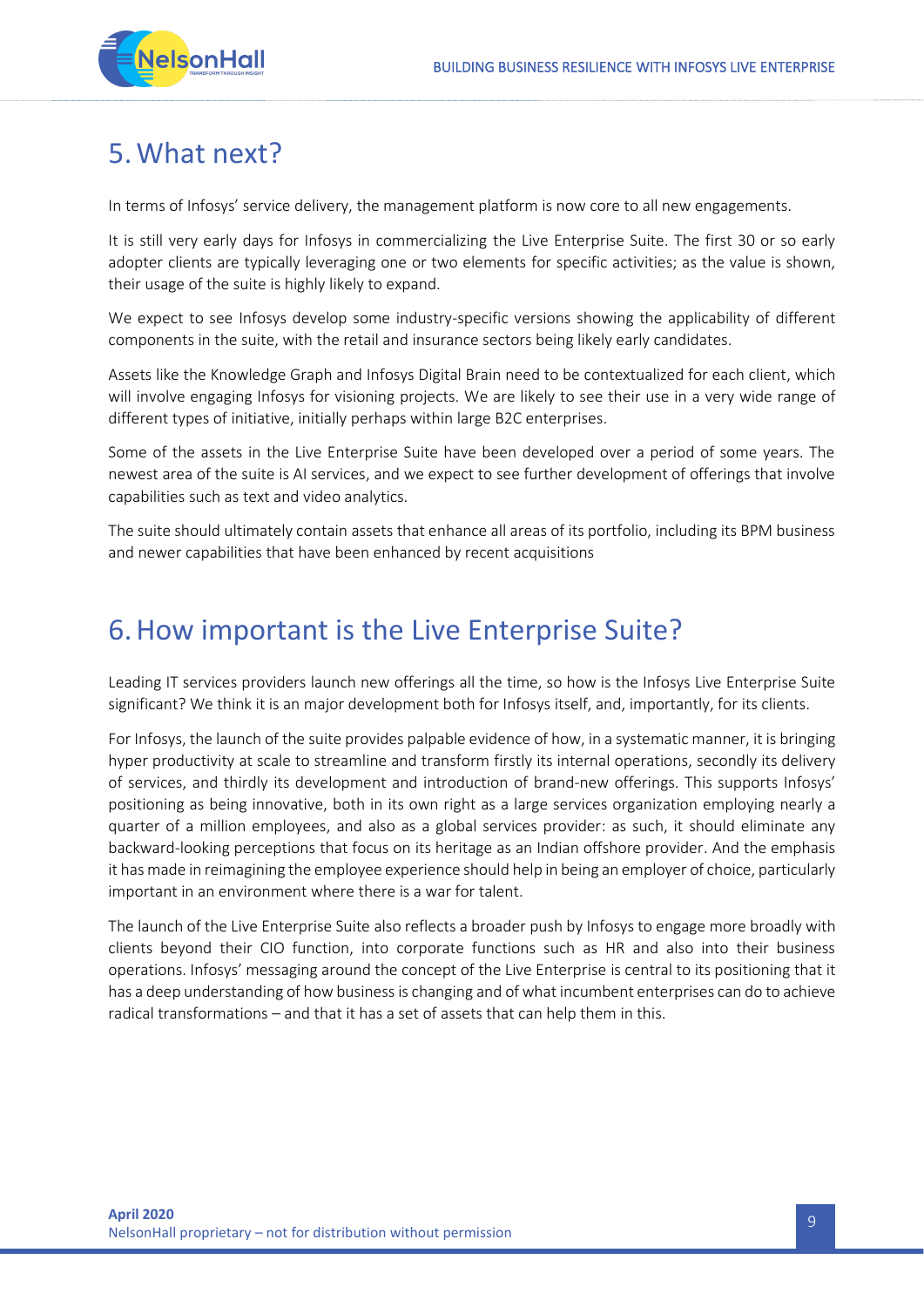## 5. What next?

In terms of Infosys' service delivery, the management platform is now core to all new engagements.

It is still very early days for Infosys in commercializing the Live Enterprise Suite. The first 30 or so early adopter clients are typically leveraging one or two elements for specific activities; as the value is shown, their usage of the suite is highly likely to expand.

We expect to see Infosys develop some industry-specific versions showing the applicability of different components in the suite, with the retail and insurance sectors being likely early candidates.

Assets like the Knowledge Graph and Infosys Digital Brain need to be contextualized for each client, which will involve engaging Infosys for visioning projects. We are likely to see their use in a very wide range of different types of initiative, initially perhaps within large B2C enterprises.

Some of the assets in the Live Enterprise Suite have been developed over a period of some years. The newest area of the suite is AI services, and we expect to see further development of offerings that involve capabilities such as text and video analytics.

The suite should ultimately contain assets that enhance all areas of its portfolio, including its BPM business and newer capabilities that have been enhanced by recent acquisitions

## 6. How important is the Live Enterprise Suite?

Leading IT services providers launch new offerings all the time, so how is the Infosys Live Enterprise Suite significant? We think it is an major development both for Infosys itself, and, importantly, for its clients.

For Infosys, the launch of the suite provides palpable evidence of how, in a systematic manner, it is bringing hyper productivity at scale to streamline and transform firstly its internal operations, secondly its delivery of services, and thirdly its development and introduction of brand-new offerings. This supports Infosys' positioning as being innovative, both in its own right as a large services organization employing nearly a quarter of a million employees, and also as a global services provider: as such, it should eliminate any backward-looking perceptions that focus on its heritage as an Indian offshore provider. And the emphasis it has made in reimagining the employee experience should help in being an employer of choice, particularly important in an environment where there is a war for talent.

The launch of the Live Enterprise Suite also reflects a broader push by Infosys to engage more broadly with clients beyond their CIO function, into corporate functions such as HR and also into their business operations. Infosys' messaging around the concept of the Live Enterprise is central to its positioning that it has a deep understanding of how business is changing and of what incumbent enterprises can do to achieve radical transformations – and that it has a set of assets that can help them in this.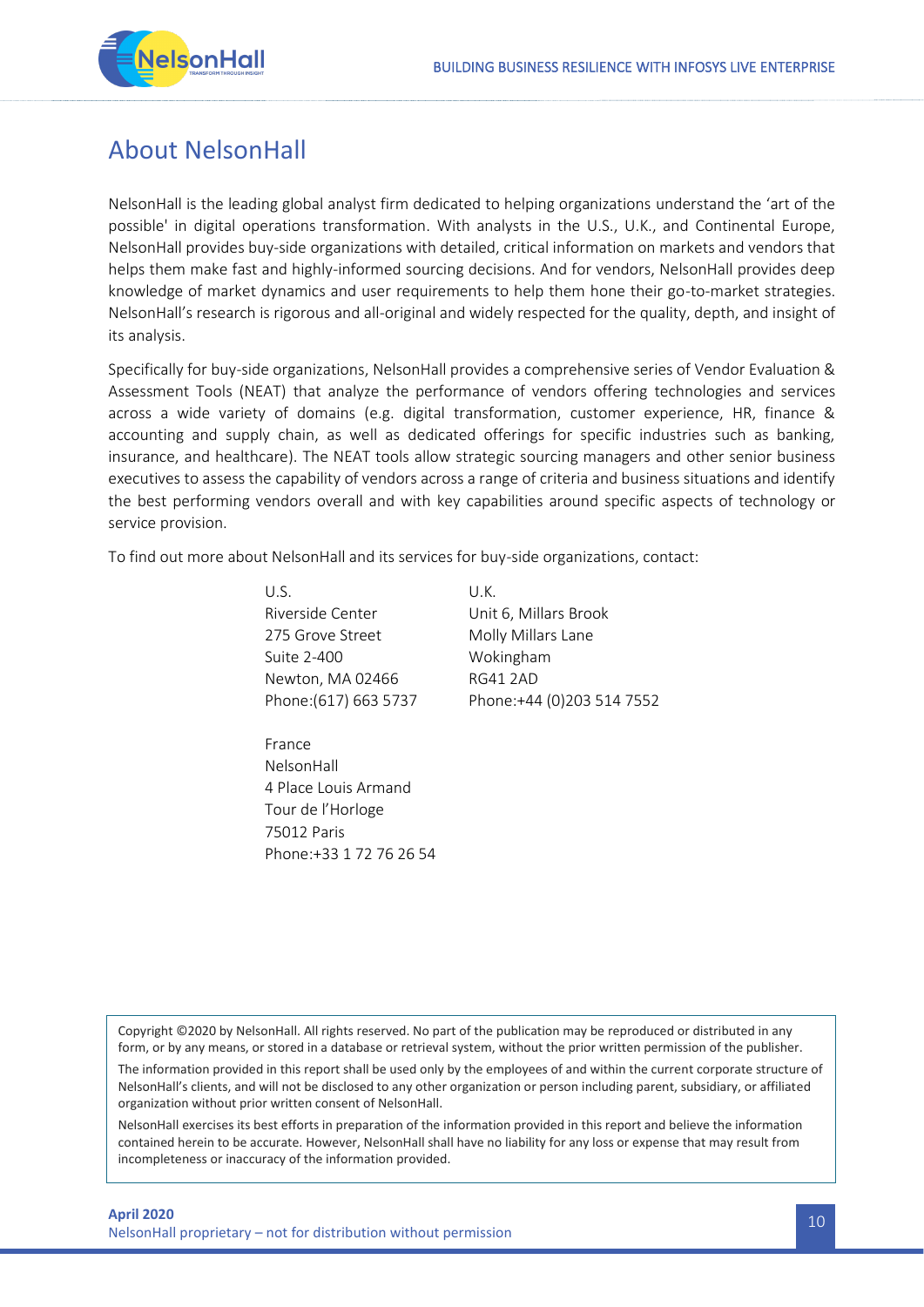## About NelsonHall

NelsonHall is the leading global analyst firm dedicated to helping organizations understand the 'art of the possible' in digital operations transformation. With analysts in the U.S., U.K., and Continental Europe, NelsonHall provides buy-side organizations with detailed, critical information on markets and vendors that helps them make fast and highly-informed sourcing decisions. And for vendors, NelsonHall provides deep knowledge of market dynamics and user requirements to help them hone their go-to-market strategies. NelsonHall's research is rigorous and all-original and widely respected for the quality, depth, and insight of its analysis.

Specifically for buy-side organizations, NelsonHall provides a comprehensive series of Vendor Evaluation & Assessment Tools (NEAT) that analyze the performance of vendors offering technologies and services across a wide variety of domains (e.g. digital transformation, customer experience, HR, finance & accounting and supply chain, as well as dedicated offerings for specific industries such as banking, insurance, and healthcare). The NEAT tools allow strategic sourcing managers and other senior business executives to assess the capability of vendors across a range of criteria and business situations and identify the best performing vendors overall and with key capabilities around specific aspects of technology or service provision.

To find out more about NelsonHall and its services for buy-side organizations, contact:

U.S.
Riverside Center
275 Grove Street
Suite 2-400
Newton, MA 02466
Phone:(617) 663 5737

U.K.
Unit 6, Millars Brook
Molly Millars Lane
Wokingham
RG41 2AD
Phone:+44 (0)203 514 7552

France
NelsonHall
4 Place Louis Armand
Tour de l'Horloge
75012 Paris
Phone:+33 1 72 76 26 54

Copyright ©2020 by NelsonHall. All rights reserved. No part of the publication may be reproduced or distributed in any form, or by any means, or stored in a database or retrieval system, without the prior written permission of the publisher.

The information provided in this report shall be used only by the employees of and within the current corporate structure of NelsonHall's clients, and will not be disclosed to any other organization or person including parent, subsidiary, or affiliated organization without prior written consent of NelsonHall.

NelsonHall exercises its best efforts in preparation of the information provided in this report and believe the information contained herein to be accurate. However, NelsonHall shall have no liability for any loss or expense that may result from incompleteness or inaccuracy of the information provided.